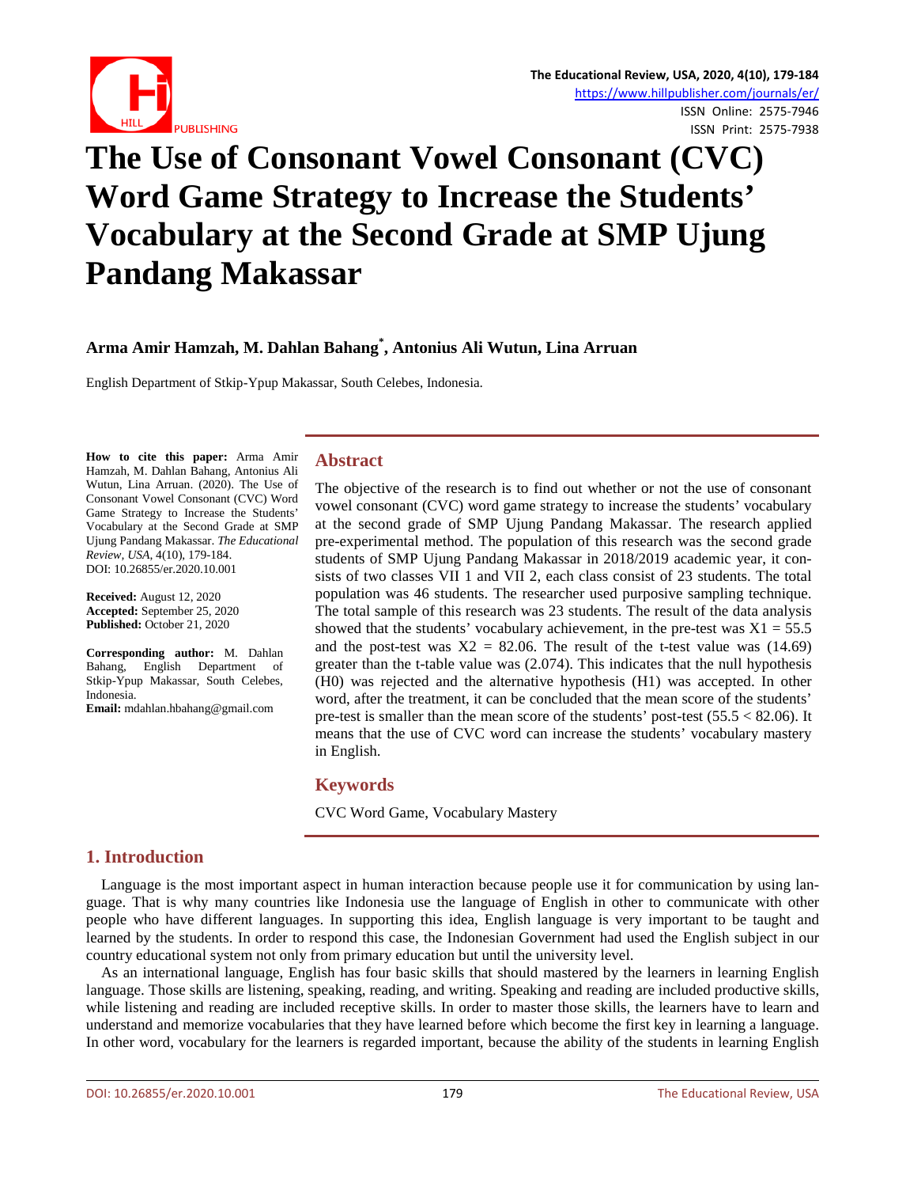# The Use of Consonant Vowel Consonant (CVC) Word Game Strategy to Increase the Students' Vocabulary at the Second Grade at SMP Ujung Pandang Makassar

**Arma Amir Hamzah, M. Dahlan Bahang*, Antonius Ali Wutun, Lina Arruan**

English Department of Stkip-Ypup Makassar, South Celebes, Indonesia.

**How to cite this paper:** Arma Amir Hamzah, M. Dahlan Bahang, Antonius Ali Wutun, Lina Arruan. (2020). The Use of Consonant Vowel Consonant (CVC) Word Game Strategy to Increase the Students' Vocabulary at the Second Grade at SMP Ujung Pandang Makassar. *The Educational Review, USA*, 4(10), 179-184.
DOI: 10.26855/er.2020.10.001

**Received:** August 12, 2020
**Accepted:** September 25, 2020
**Published:** October 21, 2020

**Corresponding author:** M. Dahlan Bahang, English Department of Stkip-Ypup Makassar, South Celebes, Indonesia.
**Email:** mdahlan.hbahang@gmail.com

## Abstract

The objective of the research is to find out whether or not the use of consonant vowel consonant (CVC) word game strategy to increase the students' vocabulary at the second grade of SMP Ujung Pandang Makassar. The research applied pre-experimental method. The population of this research was the second grade students of SMP Ujung Pandang Makassar in 2018/2019 academic year, it consists of two classes VII 1 and VII 2, each class consist of 23 students. The total population was 46 students. The researcher used purposive sampling technique. The total sample of this research was 23 students. The result of the data analysis showed that the students' vocabulary achievement, in the pre-test was $X1 = 55.5$ and the post-test was $X2 = 82.06$. The result of the t-test value was (14.69) greater than the t-table value was (2.074). This indicates that the null hypothesis (H0) was rejected and the alternative hypothesis (H1) was accepted. In other word, after the treatment, it can be concluded that the mean score of the students' pre-test is smaller than the mean score of the students' post-test ($55.5 < 82.06$). It means that the use of CVC word can increase the students' vocabulary mastery in English.

## Keywords

CVC Word Game, Vocabulary Mastery

## 1. Introduction

Language is the most important aspect in human interaction because people use it for communication by using language. That is why many countries like Indonesia use the language of English in other to communicate with other people who have different languages. In supporting this idea, English language is very important to be taught and learned by the students. In order to respond this case, the Indonesian Government had used the English subject in our country educational system not only from primary education but until the university level.

As an international language, English has four basic skills that should mastered by the learners in learning English language. Those skills are listening, speaking, reading, and writing. Speaking and reading are included productive skills, while listening and reading are included receptive skills. In order to master those skills, the learners have to learn and understand and memorize vocabularies that they have learned before which become the first key in learning a language. In other word, vocabulary for the learners is regarded important, because the ability of the students in learning English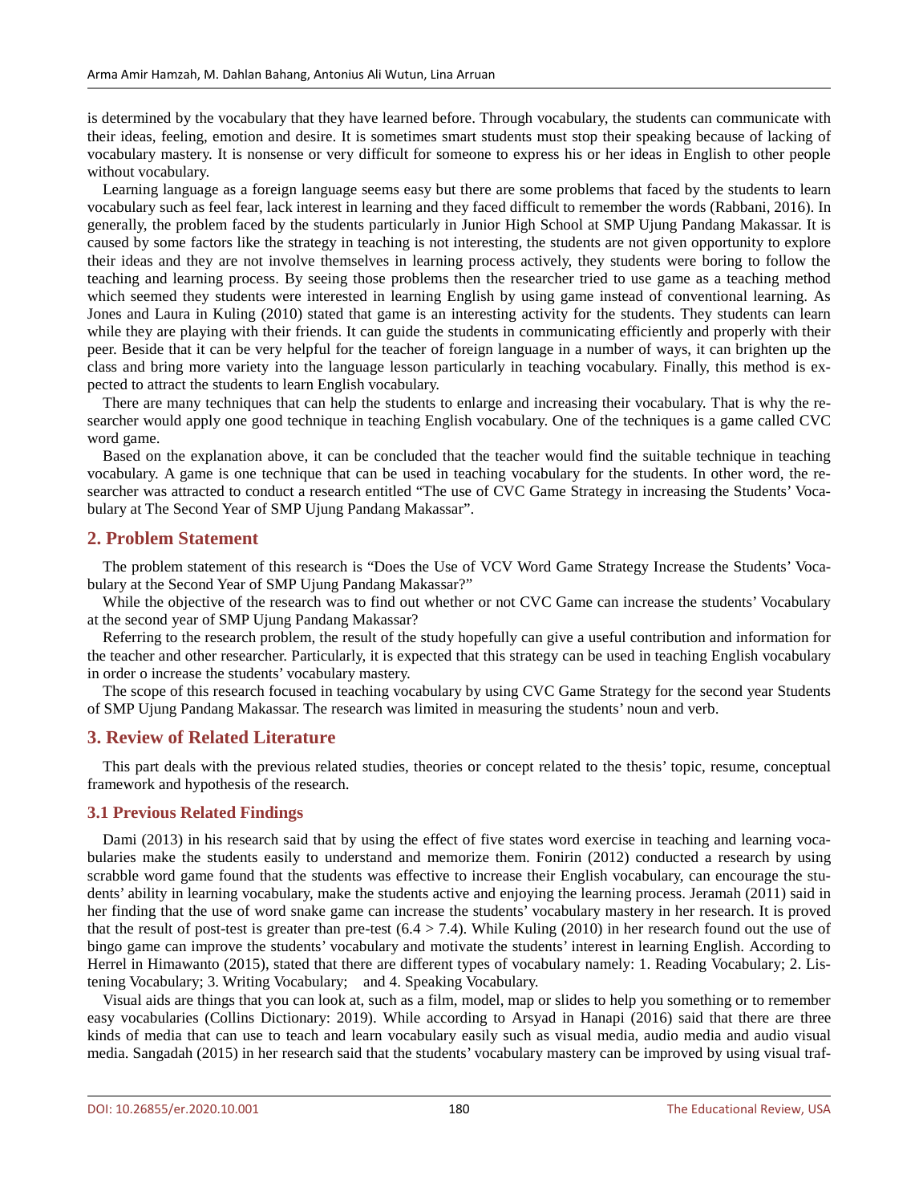is determined by the vocabulary that they have learned before. Through vocabulary, the students can communicate with their ideas, feeling, emotion and desire. It is sometimes smart students must stop their speaking because of lacking of vocabulary mastery. It is nonsense or very difficult for someone to express his or her ideas in English to other people without vocabulary.

Learning language as a foreign language seems easy but there are some problems that faced by the students to learn vocabulary such as feel fear, lack interest in learning and they faced difficult to remember the words (Rabbani, 2016). In generally, the problem faced by the students particularly in Junior High School at SMP Ujung Pandang Makassar. It is caused by some factors like the strategy in teaching is not interesting, the students are not given opportunity to explore their ideas and they are not involve themselves in learning process actively, they students were boring to follow the teaching and learning process. By seeing those problems then the researcher tried to use game as a teaching method which seemed they students were interested in learning English by using game instead of conventional learning. As Jones and Laura in Kuling (2010) stated that game is an interesting activity for the students. They students can learn while they are playing with their friends. It can guide the students in communicating efficiently and properly with their peer. Beside that it can be very helpful for the teacher of foreign language in a number of ways, it can brighten up the class and bring more variety into the language lesson particularly in teaching vocabulary. Finally, this method is expected to attract the students to learn English vocabulary.

There are many techniques that can help the students to enlarge and increasing their vocabulary. That is why the researcher would apply one good technique in teaching English vocabulary. One of the techniques is a game called CVC word game.

Based on the explanation above, it can be concluded that the teacher would find the suitable technique in teaching vocabulary. A game is one technique that can be used in teaching vocabulary for the students. In other word, the researcher was attracted to conduct a research entitled "The use of CVC Game Strategy in increasing the Students' Vocabulary at The Second Year of SMP Ujung Pandang Makassar".

## 2. Problem Statement

The problem statement of this research is "Does the Use of VCV Word Game Strategy Increase the Students' Vocabulary at the Second Year of SMP Ujung Pandang Makassar?"

While the objective of the research was to find out whether or not CVC Game can increase the students' Vocabulary at the second year of SMP Ujung Pandang Makassar?

Referring to the research problem, the result of the study hopefully can give a useful contribution and information for the teacher and other researcher. Particularly, it is expected that this strategy can be used in teaching English vocabulary in order o increase the students' vocabulary mastery.

The scope of this research focused in teaching vocabulary by using CVC Game Strategy for the second year Students of SMP Ujung Pandang Makassar. The research was limited in measuring the students' noun and verb.

## 3. Review of Related Literature

This part deals with the previous related studies, theories or concept related to the thesis' topic, resume, conceptual framework and hypothesis of the research.

### 3.1 Previous Related Findings

Dami (2013) in his research said that by using the effect of five states word exercise in teaching and learning vocabularies make the students easily to understand and memorize them. Fonirin (2012) conducted a research by using scrabble word game found that the students was effective to increase their English vocabulary, can encourage the students' ability in learning vocabulary, make the students active and enjoying the learning process. Jeramah (2011) said in her finding that the use of word snake game can increase the students' vocabulary mastery in her research. It is proved that the result of post-test is greater than pre-test (6.4 > 7.4). While Kuling (2010) in her research found out the use of bingo game can improve the students' vocabulary and motivate the students' interest in learning English. According to Herrel in Himawanto (2015), stated that there are different types of vocabulary namely: 1. Reading Vocabulary; 2. Listening Vocabulary; 3. Writing Vocabulary; and 4. Speaking Vocabulary.

Visual aids are things that you can look at, such as a film, model, map or slides to help you something or to remember easy vocabularies (Collins Dictionary: 2019). While according to Arsyad in Hanapi (2016) said that there are three kinds of media that can use to teach and learn vocabulary easily such as visual media, audio media and audio visual media. Sangadah (2015) in her research said that the students' vocabulary mastery can be improved by using visual traf-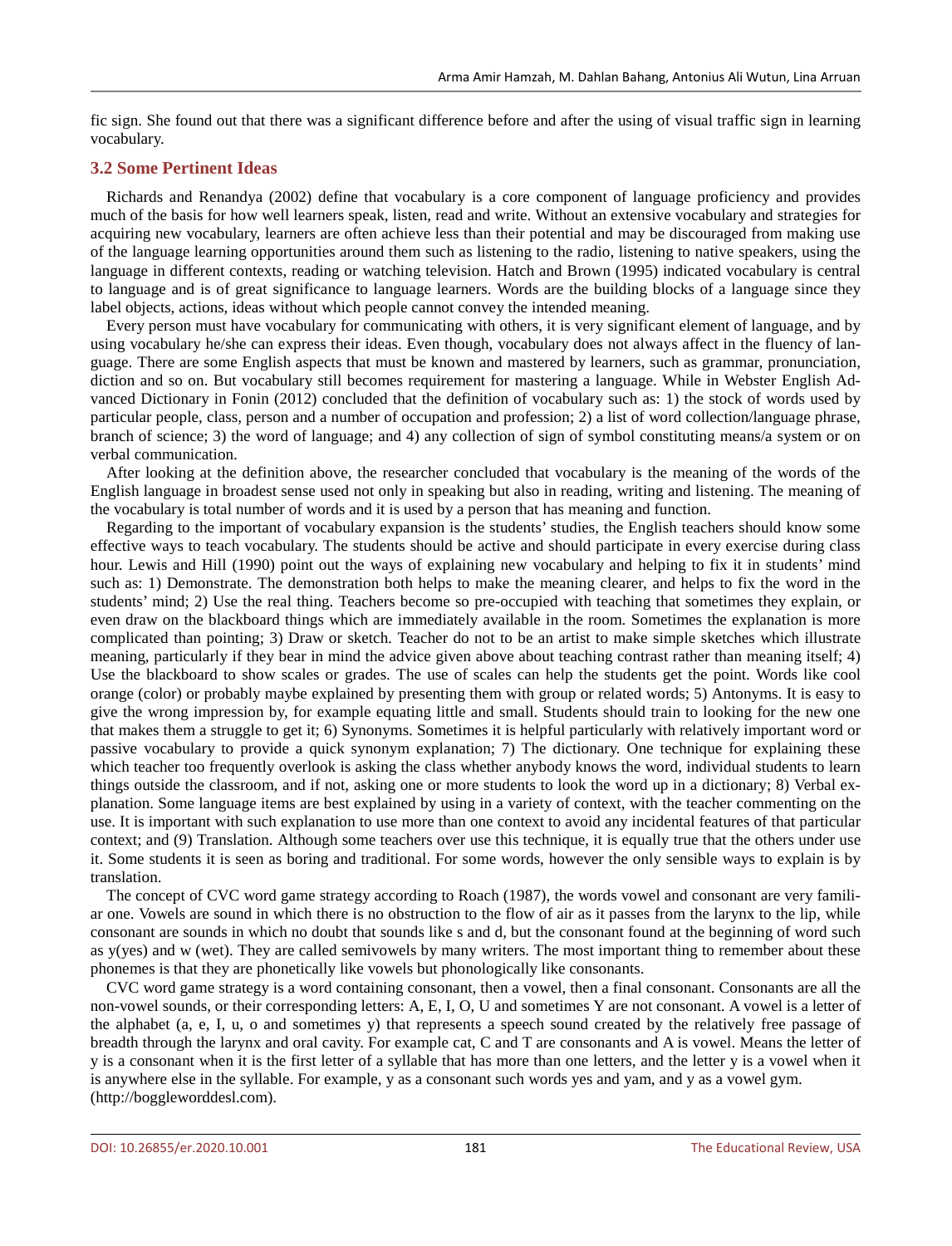fic sign. She found out that there was a significant difference before and after the using of visual traffic sign in learning vocabulary.

### 3.2 Some Pertinent Ideas

Richards and Renandya (2002) define that vocabulary is a core component of language proficiency and provides much of the basis for how well learners speak, listen, read and write. Without an extensive vocabulary and strategies for acquiring new vocabulary, learners are often achieve less than their potential and may be discouraged from making use of the language learning opportunities around them such as listening to the radio, listening to native speakers, using the language in different contexts, reading or watching television. Hatch and Brown (1995) indicated vocabulary is central to language and is of great significance to language learners. Words are the building blocks of a language since they label objects, actions, ideas without which people cannot convey the intended meaning.

Every person must have vocabulary for communicating with others, it is very significant element of language, and by using vocabulary he/she can express their ideas. Even though, vocabulary does not always affect in the fluency of language. There are some English aspects that must be known and mastered by learners, such as grammar, pronunciation, diction and so on. But vocabulary still becomes requirement for mastering a language. While in Webster English Advanced Dictionary in Fonin (2012) concluded that the definition of vocabulary such as: 1) the stock of words used by particular people, class, person and a number of occupation and profession; 2) a list of word collection/language phrase, branch of science; 3) the word of language; and 4) any collection of sign of symbol constituting means/a system or on verbal communication.

After looking at the definition above, the researcher concluded that vocabulary is the meaning of the words of the English language in broadest sense used not only in speaking but also in reading, writing and listening. The meaning of the vocabulary is total number of words and it is used by a person that has meaning and function.

Regarding to the important of vocabulary expansion is the students' studies, the English teachers should know some effective ways to teach vocabulary. The students should be active and should participate in every exercise during class hour. Lewis and Hill (1990) point out the ways of explaining new vocabulary and helping to fix it in students' mind such as: 1) Demonstrate. The demonstration both helps to make the meaning clearer, and helps to fix the word in the students' mind; 2) Use the real thing. Teachers become so pre-occupied with teaching that sometimes they explain, or even draw on the blackboard things which are immediately available in the room. Sometimes the explanation is more complicated than pointing; 3) Draw or sketch. Teacher do not to be an artist to make simple sketches which illustrate meaning, particularly if they bear in mind the advice given above about teaching contrast rather than meaning itself; 4) Use the blackboard to show scales or grades. The use of scales can help the students get the point. Words like cool orange (color) or probably maybe explained by presenting them with group or related words; 5) Antonyms. It is easy to give the wrong impression by, for example equating little and small. Students should train to looking for the new one that makes them a struggle to get it; 6) Synonyms. Sometimes it is helpful particularly with relatively important word or passive vocabulary to provide a quick synonym explanation; 7) The dictionary. One technique for explaining these which teacher too frequently overlook is asking the class whether anybody knows the word, individual students to learn things outside the classroom, and if not, asking one or more students to look the word up in a dictionary; 8) Verbal explanation. Some language items are best explained by using in a variety of context, with the teacher commenting on the use. It is important with such explanation to use more than one context to avoid any incidental features of that particular context; and (9) Translation. Although some teachers over use this technique, it is equally true that the others under use it. Some students it is seen as boring and traditional. For some words, however the only sensible ways to explain is by translation.

The concept of CVC word game strategy according to Roach (1987), the words vowel and consonant are very familiar one. Vowels are sound in which there is no obstruction to the flow of air as it passes from the larynx to the lip, while consonant are sounds in which no doubt that sounds like s and d, but the consonant found at the beginning of word such as y(yes) and w (wet). They are called semivowels by many writers. The most important thing to remember about these phonemes is that they are phonetically like vowels but phonologically like consonants.

CVC word game strategy is a word containing consonant, then a vowel, then a final consonant. Consonants are all the non-vowel sounds, or their corresponding letters: A, E, I, O, U and sometimes Y are not consonant. A vowel is a letter of the alphabet (a, e, I, u, o and sometimes y) that represents a speech sound created by the relatively free passage of breadth through the larynx and oral cavity. For example cat, C and T are consonants and A is vowel. Means the letter of y is a consonant when it is the first letter of a syllable that has more than one letters, and the letter y is a vowel when it is anywhere else in the syllable. For example, y as a consonant such words yes and yam, and y as a vowel gym. (http://boggleworddesl.com).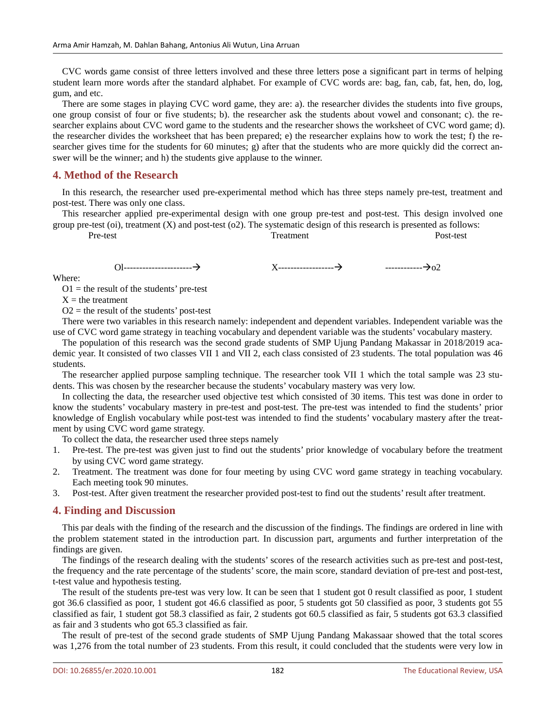CVC words game consist of three letters involved and these three letters pose a significant part in terms of helping student learn more words after the standard alphabet. For example of CVC words are: bag, fan, cab, fat, hen, do, log, gum, and etc.

There are some stages in playing CVC word game, they are: a). the researcher divides the students into five groups, one group consist of four or five students; b). the researcher ask the students about vowel and consonant; c). the researcher explains about CVC word game to the students and the researcher shows the worksheet of CVC word game; d). the researcher divides the worksheet that has been prepared; e) the researcher explains how to work the test; f) the researcher gives time for the students for 60 minutes; g) after that the students who are more quickly did the correct answer will be the winner; and h) the students give applause to the winner.

## 4. Method of the Research

In this research, the researcher used pre-experimental method which has three steps namely pre-test, treatment and post-test. There was only one class.

This researcher applied pre-experimental design with one group pre-test and post-test. This design involved one group pre-test (oi), treatment (X) and post-test (o2). The systematic design of this research is presented as follows:

| Pre-test | Treatment | Post-test |
|---|---|---|
| Ol----------------------→ | X------------------→ | ------------→o2 |

Where:

O1 = the result of the students' pre-test

X = the treatment

O2 = the result of the students' post-test

There were two variables in this research namely: independent and dependent variables. Independent variable was the use of CVC word game strategy in teaching vocabulary and dependent variable was the students' vocabulary mastery.

The population of this research was the second grade students of SMP Ujung Pandang Makassar in 2018/2019 academic year. It consisted of two classes VII 1 and VII 2, each class consisted of 23 students. The total population was 46 students.

The researcher applied purpose sampling technique. The researcher took VII 1 which the total sample was 23 students. This was chosen by the researcher because the students' vocabulary mastery was very low.

In collecting the data, the researcher used objective test which consisted of 30 items. This test was done in order to know the students' vocabulary mastery in pre-test and post-test. The pre-test was intended to find the students' prior knowledge of English vocabulary while post-test was intended to find the students' vocabulary mastery after the treatment by using CVC word game strategy.

To collect the data, the researcher used three steps namely

1. Pre-test. The pre-test was given just to find out the students' prior knowledge of vocabulary before the treatment by using CVC word game strategy.
2. Treatment. The treatment was done for four meeting by using CVC word game strategy in teaching vocabulary. Each meeting took 90 minutes.
3. Post-test. After given treatment the researcher provided post-test to find out the students' result after treatment.

## 4. Finding and Discussion

This par deals with the finding of the research and the discussion of the findings. The findings are ordered in line with the problem statement stated in the introduction part. In discussion part, arguments and further interpretation of the findings are given.

The findings of the research dealing with the students' scores of the research activities such as pre-test and post-test, the frequency and the rate percentage of the students' score, the main score, standard deviation of pre-test and post-test, t-test value and hypothesis testing.

The result of the students pre-test was very low. It can be seen that 1 student got 0 result classified as poor, 1 student got 36.6 classified as poor, 1 student got 46.6 classified as poor, 5 students got 50 classified as poor, 3 students got 55 classified as fair, 1 student got 58.3 classified as fair, 2 students got 60.5 classified as fair, 5 students got 63.3 classified as fair and 3 students who got 65.3 classified as fair.

The result of pre-test of the second grade students of SMP Ujung Pandang Makassaar showed that the total scores was 1,276 from the total number of 23 students. From this result, it could concluded that the students were very low in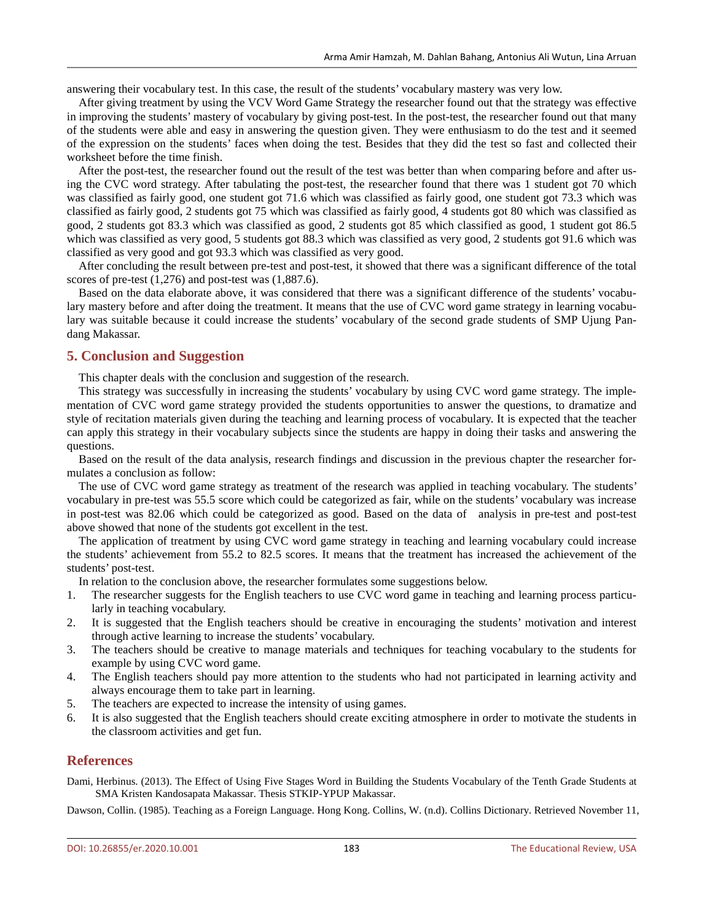answering their vocabulary test. In this case, the result of the students' vocabulary mastery was very low.

After giving treatment by using the VCV Word Game Strategy the researcher found out that the strategy was effective in improving the students' mastery of vocabulary by giving post-test. In the post-test, the researcher found out that many of the students were able and easy in answering the question given. They were enthusiasm to do the test and it seemed of the expression on the students' faces when doing the test. Besides that they did the test so fast and collected their worksheet before the time finish.

After the post-test, the researcher found out the result of the test was better than when comparing before and after using the CVC word strategy. After tabulating the post-test, the researcher found that there was 1 student got 70 which was classified as fairly good, one student got 71.6 which was classified as fairly good, one student got 73.3 which was classified as fairly good, 2 students got 75 which was classified as fairly good, 4 students got 80 which was classified as good, 2 students got 83.3 which was classified as good, 2 students got 85 which classified as good, 1 student got 86.5 which was classified as very good, 5 students got 88.3 which was classified as very good, 2 students got 91.6 which was classified as very good and got 93.3 which was classified as very good.

After concluding the result between pre-test and post-test, it showed that there was a significant difference of the total scores of pre-test (1,276) and post-test was (1,887.6).

Based on the data elaborate above, it was considered that there was a significant difference of the students' vocabulary mastery before and after doing the treatment. It means that the use of CVC word game strategy in learning vocabulary was suitable because it could increase the students' vocabulary of the second grade students of SMP Ujung Pandang Makassar.

## 5. Conclusion and Suggestion

This chapter deals with the conclusion and suggestion of the research.

This strategy was successfully in increasing the students' vocabulary by using CVC word game strategy. The implementation of CVC word game strategy provided the students opportunities to answer the questions, to dramatize and style of recitation materials given during the teaching and learning process of vocabulary. It is expected that the teacher can apply this strategy in their vocabulary subjects since the students are happy in doing their tasks and answering the questions.

Based on the result of the data analysis, research findings and discussion in the previous chapter the researcher formulates a conclusion as follow:

The use of CVC word game strategy as treatment of the research was applied in teaching vocabulary. The students' vocabulary in pre-test was 55.5 score which could be categorized as fair, while on the students' vocabulary was increase in post-test was 82.06 which could be categorized as good. Based on the data of analysis in pre-test and post-test above showed that none of the students got excellent in the test.

The application of treatment by using CVC word game strategy in teaching and learning vocabulary could increase the students' achievement from 55.2 to 82.5 scores. It means that the treatment has increased the achievement of the students' post-test.

In relation to the conclusion above, the researcher formulates some suggestions below.

1. The researcher suggests for the English teachers to use CVC word game in teaching and learning process particularly in teaching vocabulary.
2. It is suggested that the English teachers should be creative in encouraging the students' motivation and interest through active learning to increase the students' vocabulary.
3. The teachers should be creative to manage materials and techniques for teaching vocabulary to the students for example by using CVC word game.
4. The English teachers should pay more attention to the students who had not participated in learning activity and always encourage them to take part in learning.
5. The teachers are expected to increase the intensity of using games.
6. It is also suggested that the English teachers should create exciting atmosphere in order to motivate the students in the classroom activities and get fun.

## References

Dami, Herbinus. (2013). The Effect of Using Five Stages Word in Building the Students Vocabulary of the Tenth Grade Students at SMA Kristen Kandosapata Makassar. Thesis STKIP-YPUP Makassar.

Dawson, Collin. (1985). Teaching as a Foreign Language. Hong Kong. Collins, W. (n.d). Collins Dictionary. Retrieved November 11,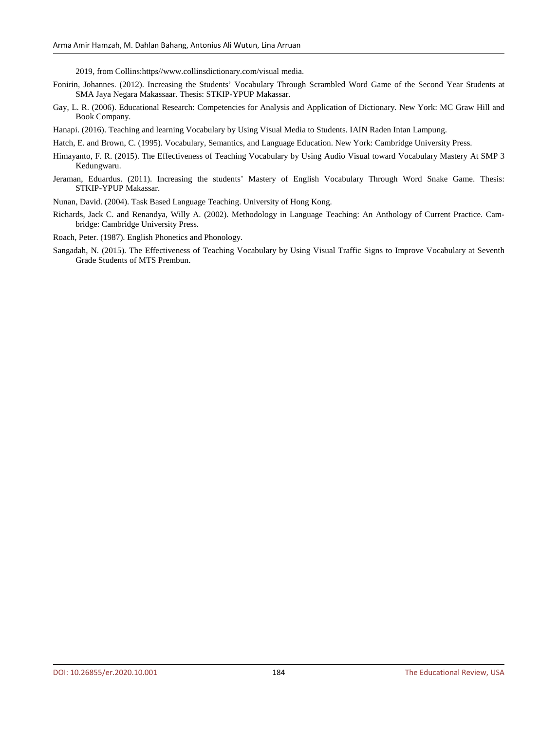2019, from Collins:https//www.collinsdictionary.com/visual media.

Fonirin, Johannes. (2012). Increasing the Students' Vocabulary Through Scrambled Word Game of the Second Year Students at SMA Jaya Negara Makassaar. Thesis: STKIP-YPUP Makassar.

Gay, L. R. (2006). Educational Research: Competencies for Analysis and Application of Dictionary. New York: MC Graw Hill and Book Company.

Hanapi. (2016). Teaching and learning Vocabulary by Using Visual Media to Students. IAIN Raden Intan Lampung.

Hatch, E. and Brown, C. (1995). Vocabulary, Semantics, and Language Education. New York: Cambridge University Press.

Himayanto, F. R. (2015). The Effectiveness of Teaching Vocabulary by Using Audio Visual toward Vocabulary Mastery At SMP 3 Kedungwaru.

Jeraman, Eduardus. (2011). Increasing the students' Mastery of English Vocabulary Through Word Snake Game. Thesis: STKIP-YPUP Makassar.

Nunan, David. (2004). Task Based Language Teaching. University of Hong Kong.

Richards, Jack C. and Renandya, Willy A. (2002). Methodology in Language Teaching: An Anthology of Current Practice. Cambridge: Cambridge University Press.

Roach, Peter. (1987). English Phonetics and Phonology.

Sangadah, N. (2015). The Effectiveness of Teaching Vocabulary by Using Visual Traffic Signs to Improve Vocabulary at Seventh Grade Students of MTS Prembun.